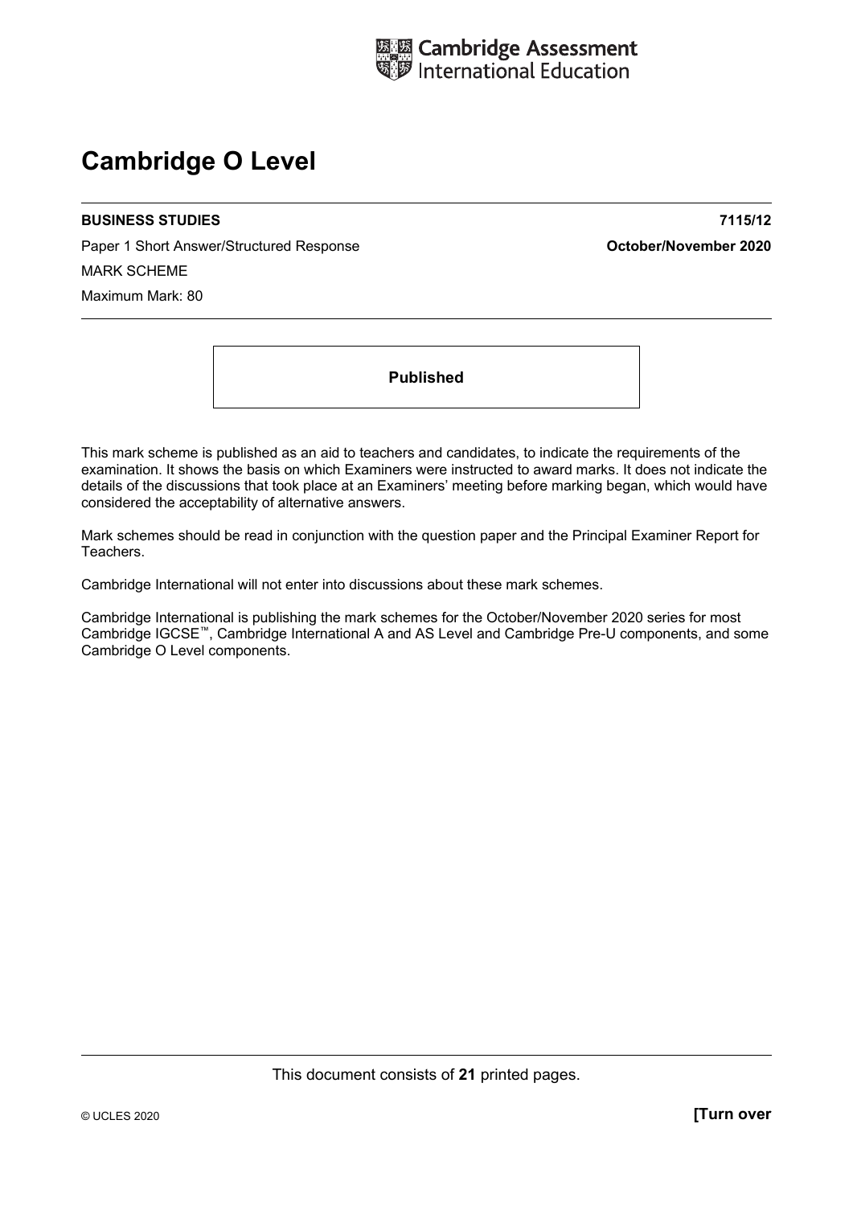Cambridge Assessment International Education

# Cambridge O Level

**BUSINESS STUDIES** **7115/12**

Paper 1 Short Answer/Structured Response **October/November 2020**

MARK SCHEME

Maximum Mark: 80

**Published**

This mark scheme is published as an aid to teachers and candidates, to indicate the requirements of the examination. It shows the basis on which Examiners were instructed to award marks. It does not indicate the details of the discussions that took place at an Examiners' meeting before marking began, which would have considered the acceptability of alternative answers.

Mark schemes should be read in conjunction with the question paper and the Principal Examiner Report for Teachers.

Cambridge International will not enter into discussions about these mark schemes.

Cambridge International is publishing the mark schemes for the October/November 2020 series for most Cambridge IGCSE™, Cambridge International A and AS Level and Cambridge Pre-U components, and some Cambridge O Level components.

This document consists of **21** printed pages.

© UCLES 2020 **[Turn over**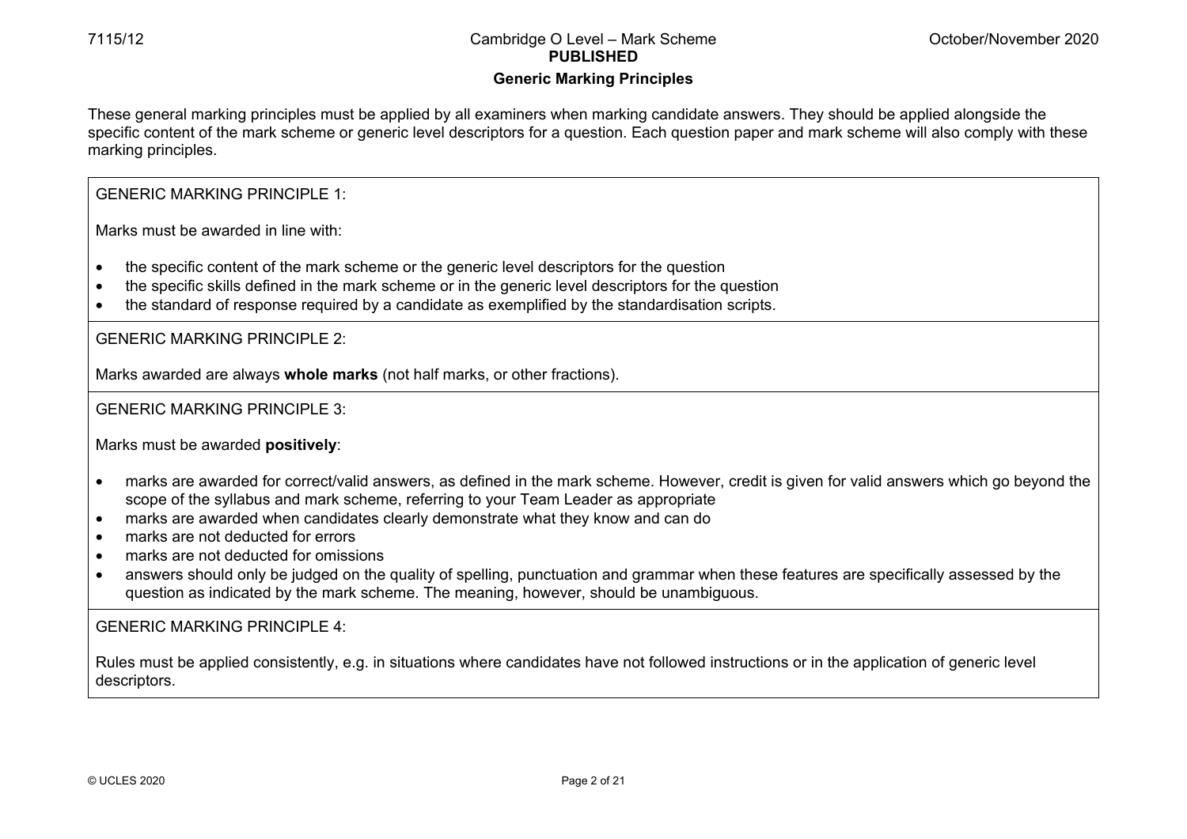## Generic Marking Principles

These general marking principles must be applied by all examiners when marking candidate answers. They should be applied alongside the specific content of the mark scheme or generic level descriptors for a question. Each question paper and mark scheme will also comply with these marking principles.

GENERIC MARKING PRINCIPLE 1:

Marks must be awarded in line with:

- the specific content of the mark scheme or the generic level descriptors for the question
- the specific skills defined in the mark scheme or in the generic level descriptors for the question
- the standard of response required by a candidate as exemplified by the standardisation scripts.

GENERIC MARKING PRINCIPLE 2:

Marks awarded are always **whole marks** (not half marks, or other fractions).

GENERIC MARKING PRINCIPLE 3:

Marks must be awarded **positively**:

- marks are awarded for correct/valid answers, as defined in the mark scheme. However, credit is given for valid answers which go beyond the scope of the syllabus and mark scheme, referring to your Team Leader as appropriate
- marks are awarded when candidates clearly demonstrate what they know and can do
- marks are not deducted for errors
- marks are not deducted for omissions
- answers should only be judged on the quality of spelling, punctuation and grammar when these features are specifically assessed by the question as indicated by the mark scheme. The meaning, however, should be unambiguous.

GENERIC MARKING PRINCIPLE 4:

Rules must be applied consistently, e.g. in situations where candidates have not followed instructions or in the application of generic level descriptors.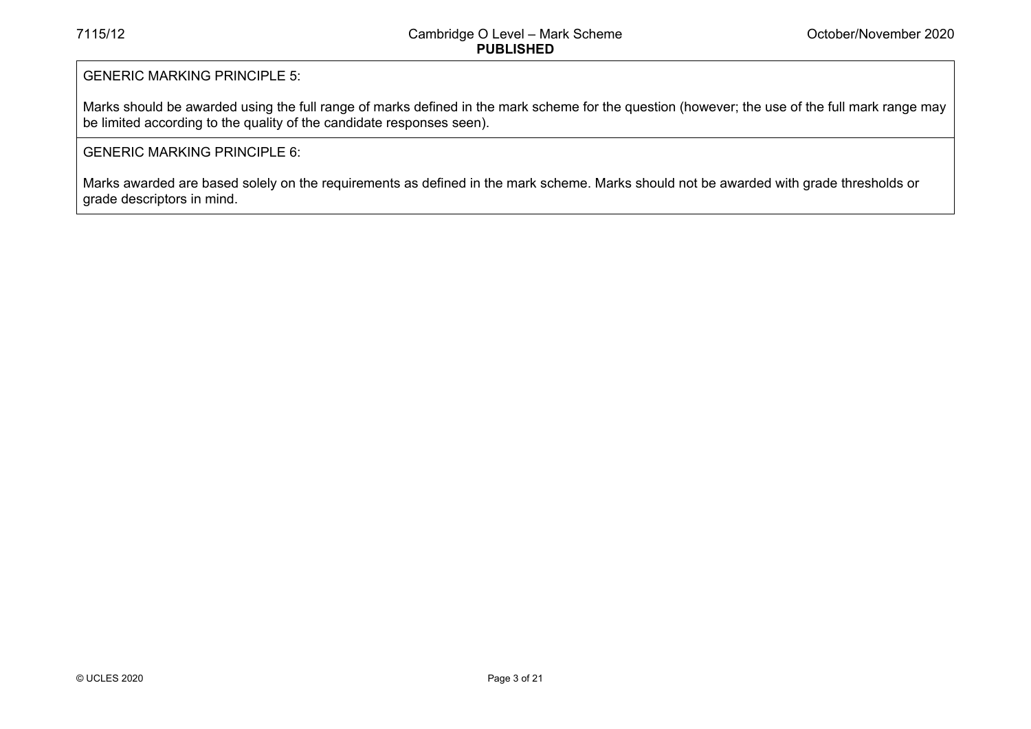GENERIC MARKING PRINCIPLE 5:

Marks should be awarded using the full range of marks defined in the mark scheme for the question (however; the use of the full mark range may be limited according to the quality of the candidate responses seen).

GENERIC MARKING PRINCIPLE 6:

Marks awarded are based solely on the requirements as defined in the mark scheme. Marks should not be awarded with grade thresholds or grade descriptors in mind.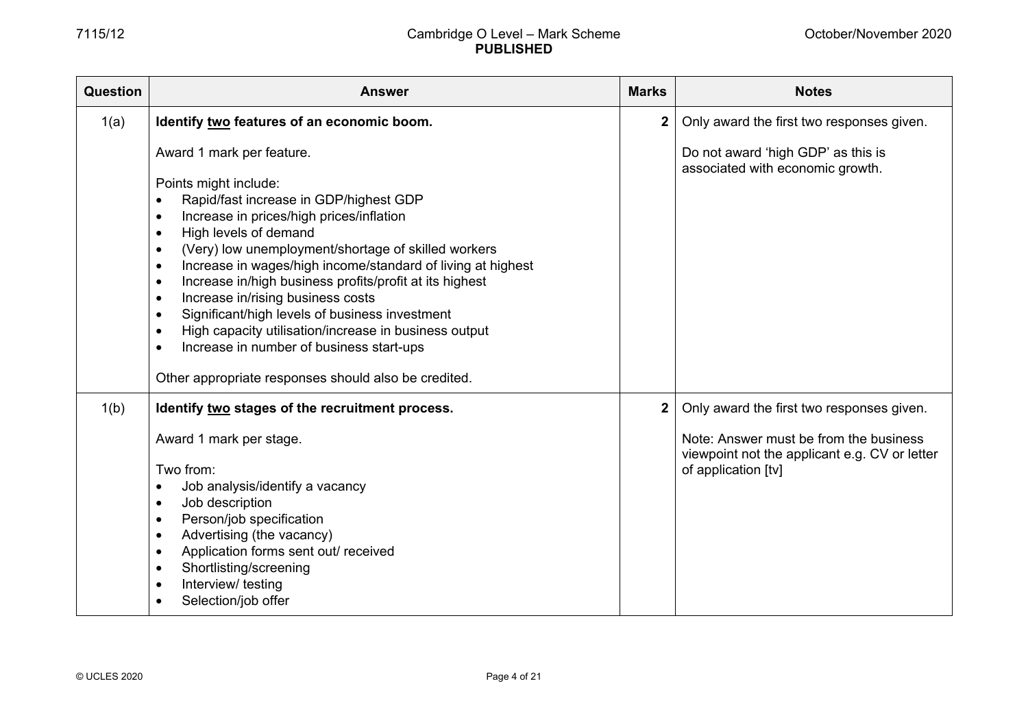| Question | Answer | Marks | Notes |
|---|---|---|---|
| 1(a) | **Identify <u>two</u> features of an economic boom.**<br><br>Award 1 mark per feature.<br><br>Points might include:<br>• Rapid/fast increase in GDP/highest GDP<br>• Increase in prices/high prices/inflation<br>• High levels of demand<br>• (Very) low unemployment/shortage of skilled workers<br>• Increase in wages/high income/standard of living at highest<br>• Increase in/high business profits/profit at its highest<br>• Increase in/rising business costs<br>• Significant/high levels of business investment<br>• High capacity utilisation/increase in business output<br>• Increase in number of business start-ups<br><br>Other appropriate responses should also be credited. | 2 | Only award the first two responses given.<br><br>Do not award 'high GDP' as this is associated with economic growth. |
| 1(b) | **Identify <u>two</u> stages of the recruitment process.**<br><br>Award 1 mark per stage.<br><br>Two from:<br>• Job analysis/identify a vacancy<br>• Job description<br>• Person/job specification<br>• Advertising (the vacancy)<br>• Application forms sent out/ received<br>• Shortlisting/screening<br>• Interview/ testing<br>• Selection/job offer | 2 | Only award the first two responses given.<br><br>Note: Answer must be from the business viewpoint not the applicant e.g. CV or letter of application [tv] |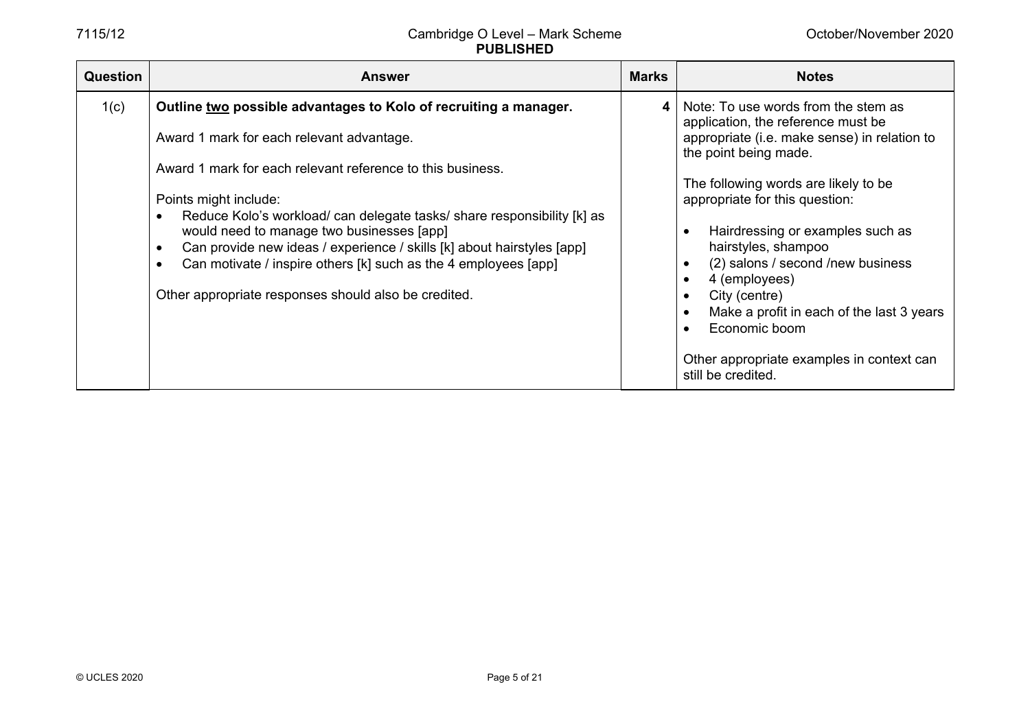| Question | Answer | Marks | Notes |
|---|---|---|---|
| 1(c) | **Outline <u>two</u> possible advantages to Kolo of recruiting a manager.**<br><br>Award 1 mark for each relevant advantage.<br><br>Award 1 mark for each relevant reference to this business.<br><br>Points might include:<br>• Reduce Kolo's workload/ can delegate tasks/ share responsibility [k] as would need to manage two businesses [app]<br>• Can provide new ideas / experience / skills [k] about hairstyles [app]<br>• Can motivate / inspire others [k] such as the 4 employees [app]<br><br>Other appropriate responses should also be credited. | 4 | Note: To use words from the stem as application, the reference must be appropriate (i.e. make sense) in relation to the point being made.<br><br>The following words are likely to be appropriate for this question:<br><br>• Hairdressing or examples such as hairstyles, shampoo<br>• (2) salons / second /new business<br>• 4 (employees)<br>• City (centre)<br>• Make a profit in each of the last 3 years<br>• Economic boom<br><br>Other appropriate examples in context can still be credited. |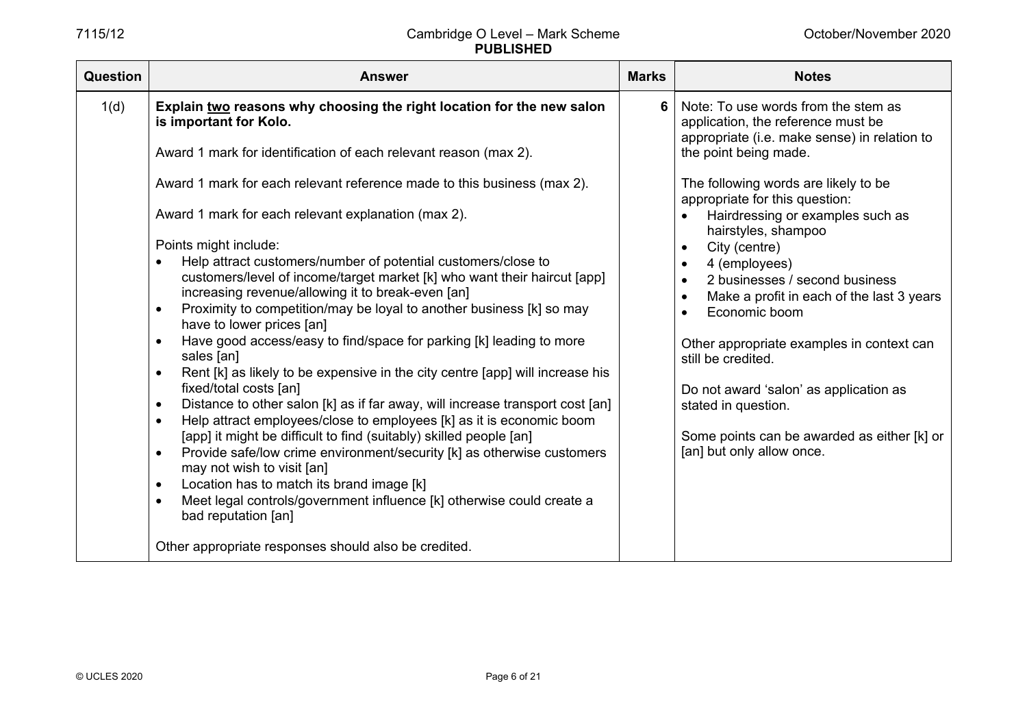| Question | Answer | Marks | Notes |
|---|---|---|---|
| 1(d) | **Explain <u>two</u> reasons why choosing the right location for the new salon is important for Kolo.**<br><br>Award 1 mark for identification of each relevant reason (max 2).<br><br>Award 1 mark for each relevant reference made to this business (max 2).<br><br>Award 1 mark for each relevant explanation (max 2).<br><br>Points might include:<br>• Help attract customers/number of potential customers/close to customers/level of income/target market [k] who want their haircut [app] increasing revenue/allowing it to break-even [an]<br>• Proximity to competition/may be loyal to another business [k] so may have to lower prices [an]<br>• Have good access/easy to find/space for parking [k] leading to more sales [an]<br>• Rent [k] as likely to be expensive in the city centre [app] will increase his fixed/total costs [an]<br>• Distance to other salon [k] as if far away, will increase transport cost [an]<br>• Help attract employees/close to employees [k] as it is economic boom [app] it might be difficult to find (suitably) skilled people [an]<br>• Provide safe/low crime environment/security [k] as otherwise customers may not wish to visit [an]<br>• Location has to match its brand image [k]<br>• Meet legal controls/government influence [k] otherwise could create a bad reputation [an]<br><br>Other appropriate responses should also be credited. | 6 | Note: To use words from the stem as application, the reference must be appropriate (i.e. make sense) in relation to the point being made.<br><br>The following words are likely to be appropriate for this question:<br>• Hairdressing or examples such as hairstyles, shampoo<br>• City (centre)<br>• 4 (employees)<br>• 2 businesses / second business<br>• Make a profit in each of the last 3 years<br>• Economic boom<br><br>Other appropriate examples in context can still be credited.<br><br>Do not award 'salon' as application as stated in question.<br><br>Some points can be awarded as either [k] or [an] but only allow once. |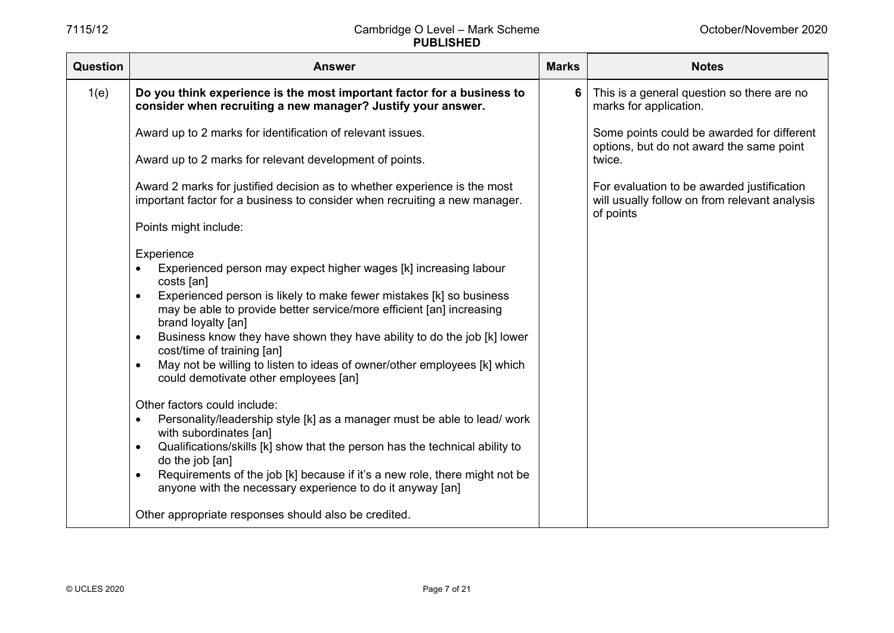| Question | Answer | Marks | Notes |
|---|---|---|---|
| 1(e) | **Do you think experience is the most important factor for a business to consider when recruiting a new manager? Justify your answer.**<br><br>Award up to 2 marks for identification of relevant issues.<br><br>Award up to 2 marks for relevant development of points.<br><br>Award 2 marks for justified decision as to whether experience is the most important factor for a business to consider when recruiting a new manager.<br><br>Points might include:<br><br>Experience<br>• Experienced person may expect higher wages [k] increasing labour costs [an]<br>• Experienced person is likely to make fewer mistakes [k] so business may be able to provide better service/more efficient [an] increasing brand loyalty [an]<br>• Business know they have shown they have ability to do the job [k] lower cost/time of training [an]<br>• May not be willing to listen to ideas of owner/other employees [k] which could demotivate other employees [an]<br><br>Other factors could include:<br>• Personality/leadership style [k] as a manager must be able to lead/ work with subordinates [an]<br>• Qualifications/skills [k] show that the person has the technical ability to do the job [an]<br>• Requirements of the job [k] because if it's a new role, there might not be anyone with the necessary experience to do it anyway [an]<br><br>Other appropriate responses should also be credited. | 6 | This is a general question so there are no marks for application.<br><br>Some points could be awarded for different options, but do not award the same point twice.<br><br>For evaluation to be awarded justification will usually follow on from relevant analysis of points |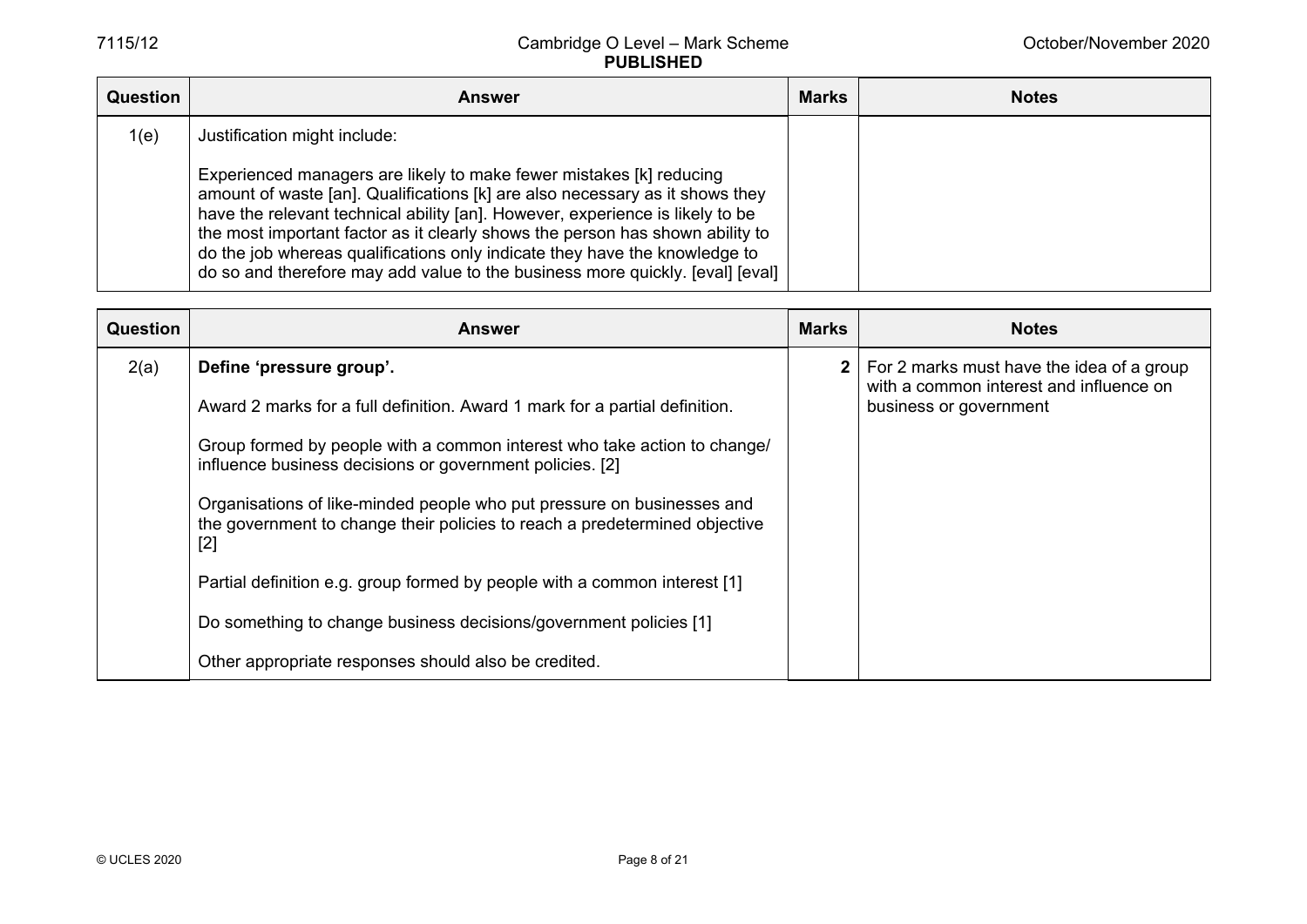| Question | Answer | Marks | Notes |
|---|---|---|---|
| 1(e) | Justification might include:<br><br>Experienced managers are likely to make fewer mistakes [k] reducing amount of waste [an]. Qualifications [k] are also necessary as it shows they have the relevant technical ability [an]. However, experience is likely to be the most important factor as it clearly shows the person has shown ability to do the job whereas qualifications only indicate they have the knowledge to do so and therefore may add value to the business more quickly. [eval] [eval] | | |

| Question | Answer | Marks | Notes |
|---|---|---|---|
| 2(a) | **Define 'pressure group'.**<br><br>Award 2 marks for a full definition. Award 1 mark for a partial definition.<br><br>Group formed by people with a common interest who take action to change/ influence business decisions or government policies. [2]<br><br>Organisations of like-minded people who put pressure on businesses and the government to change their policies to reach a predetermined objective [2]<br><br>Partial definition e.g. group formed by people with a common interest [1]<br><br>Do something to change business decisions/government policies [1]<br><br>Other appropriate responses should also be credited. | 2 | For 2 marks must have the idea of a group with a common interest and influence on business or government |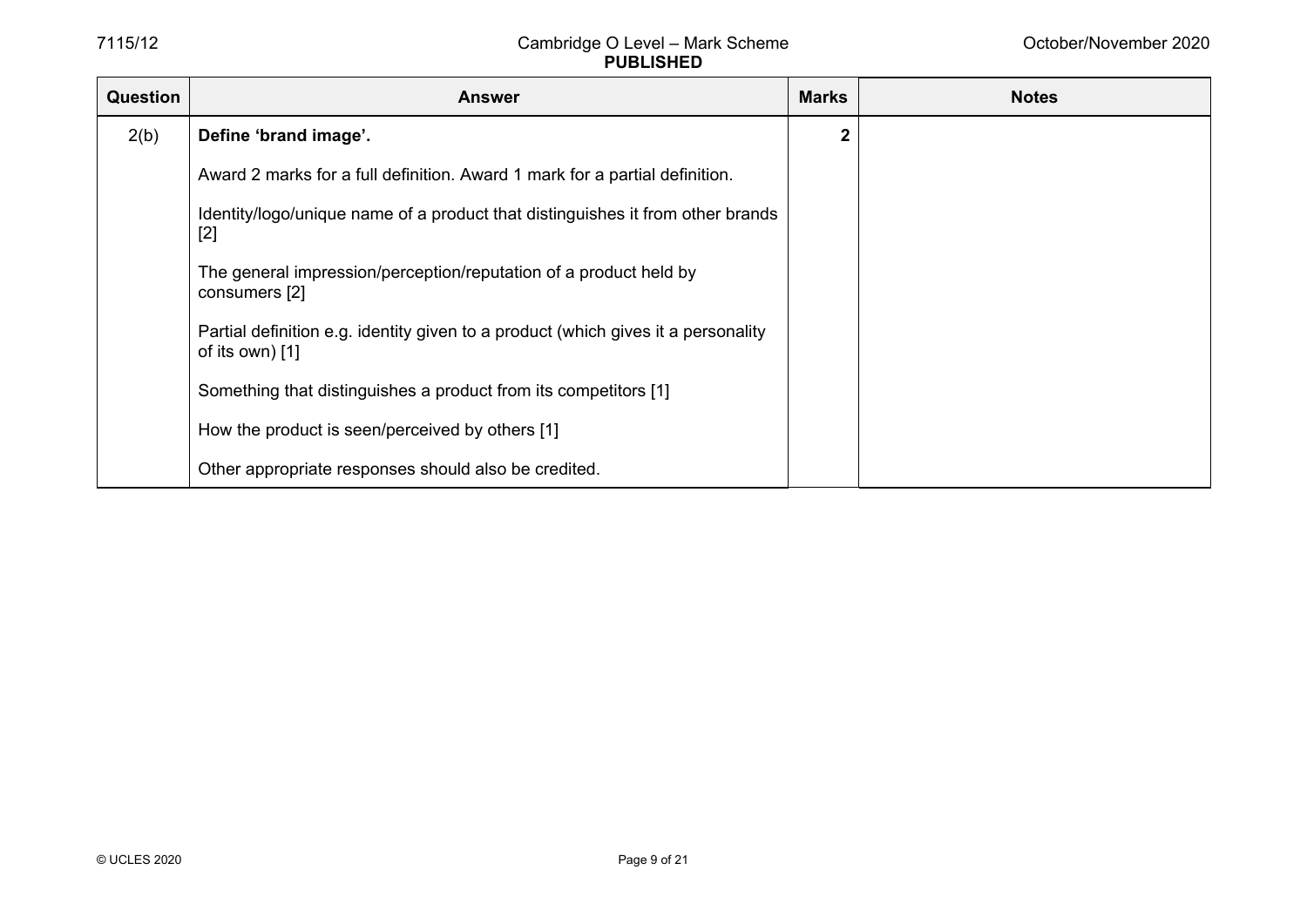| Question | Answer | Marks | Notes |
|---|---|---|---|
| 2(b) | **Define 'brand image'.**<br><br>Award 2 marks for a full definition. Award 1 mark for a partial definition.<br><br>Identity/logo/unique name of a product that distinguishes it from other brands [2]<br><br>The general impression/perception/reputation of a product held by consumers [2]<br><br>Partial definition e.g. identity given to a product (which gives it a personality of its own) [1]<br><br>Something that distinguishes a product from its competitors [1]<br><br>How the product is seen/perceived by others [1]<br><br>Other appropriate responses should also be credited. | **2** | |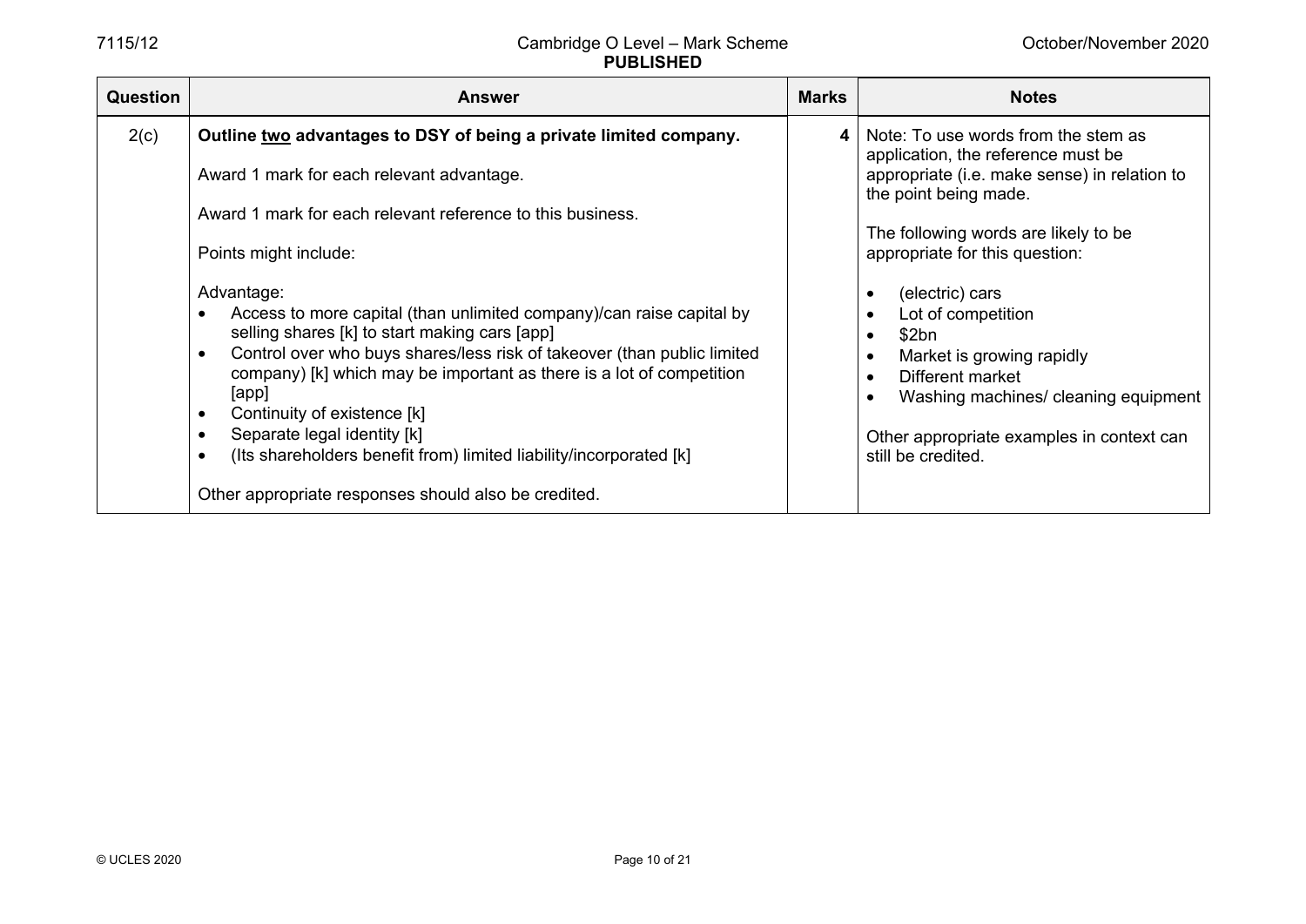| Question | Answer | Marks | Notes |
|---|---|---|---|
| 2(c) | **Outline <u>two</u> advantages to DSY of being a private limited company.**<br><br>Award 1 mark for each relevant advantage.<br><br>Award 1 mark for each relevant reference to this business.<br><br>Points might include:<br><br>Advantage:<br>• Access to more capital (than unlimited company)/can raise capital by selling shares [k] to start making cars [app]<br>• Control over who buys shares/less risk of takeover (than public limited company) [k] which may be important as there is a lot of competition [app]<br>• Continuity of existence [k]<br>• Separate legal identity [k]<br>• (Its shareholders benefit from) limited liability/incorporated [k]<br><br>Other appropriate responses should also be credited. | 4 | Note: To use words from the stem as application, the reference must be appropriate (i.e. make sense) in relation to the point being made.<br><br>The following words are likely to be appropriate for this question:<br><br>• (electric) cars<br>• Lot of competition<br>• $2bn<br>• Market is growing rapidly<br>• Different market<br>• Washing machines/ cleaning equipment<br><br>Other appropriate examples in context can still be credited. |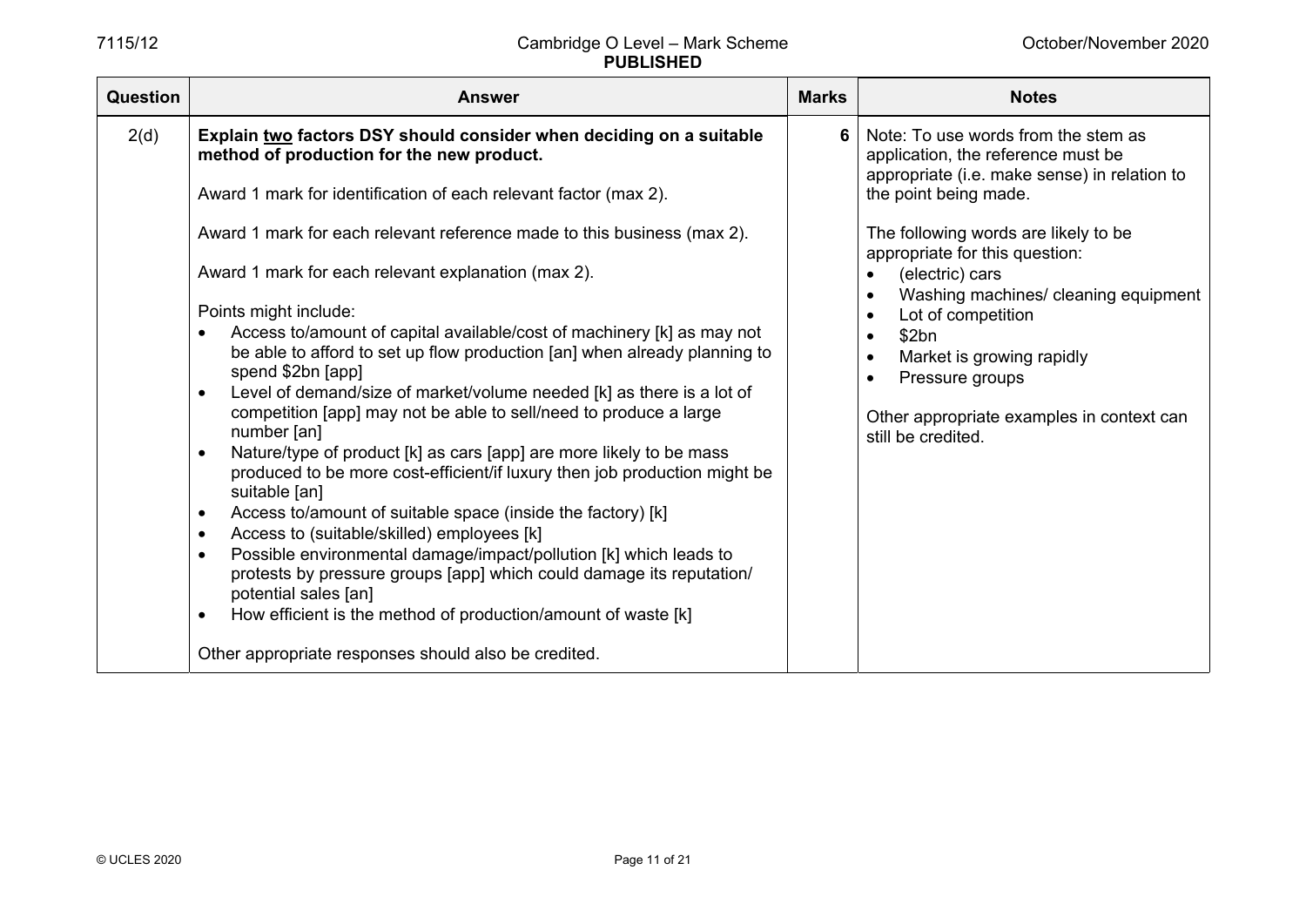| Question | Answer | Marks | Notes |
|---|---|---|---|
| 2(d) | **Explain <u>two</u> factors DSY should consider when deciding on a suitable method of production for the new product.**<br><br>Award 1 mark for identification of each relevant factor (max 2).<br><br>Award 1 mark for each relevant reference made to this business (max 2).<br><br>Award 1 mark for each relevant explanation (max 2).<br><br>Points might include:<br>• Access to/amount of capital available/cost of machinery [k] as may not be able to afford to set up flow production [an] when already planning to spend $2bn [app]<br>• Level of demand/size of market/volume needed [k] as there is a lot of competition [app] may not be able to sell/need to produce a large number [an]<br>• Nature/type of product [k] as cars [app] are more likely to be mass produced to be more cost-efficient/if luxury then job production might be suitable [an]<br>• Access to/amount of suitable space (inside the factory) [k]<br>• Access to (suitable/skilled) employees [k]<br>• Possible environmental damage/impact/pollution [k] which leads to protests by pressure groups [app] which could damage its reputation/ potential sales [an]<br>• How efficient is the method of production/amount of waste [k]<br><br>Other appropriate responses should also be credited. | 6 | Note: To use words from the stem as application, the reference must be appropriate (i.e. make sense) in relation to the point being made.<br><br>The following words are likely to be appropriate for this question:<br>• (electric) cars<br>• Washing machines/ cleaning equipment<br>• Lot of competition<br>• $2bn<br>• Market is growing rapidly<br>• Pressure groups<br><br>Other appropriate examples in context can still be credited. |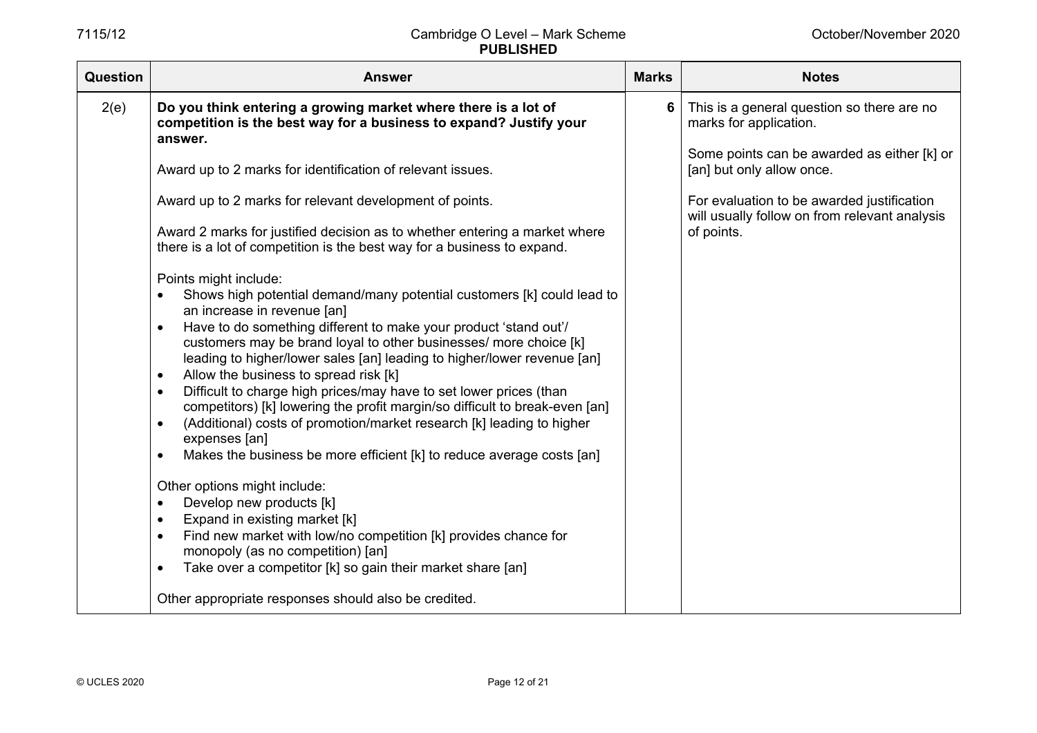| Question | Answer | Marks | Notes |
|---|---|---|---|
| 2(e) | **Do you think entering a growing market where there is a lot of competition is the best way for a business to expand? Justify your answer.**<br><br>Award up to 2 marks for identification of relevant issues.<br><br>Award up to 2 marks for relevant development of points.<br><br>Award 2 marks for justified decision as to whether entering a market where there is a lot of competition is the best way for a business to expand.<br><br>Points might include:<br>• Shows high potential demand/many potential customers [k] could lead to an increase in revenue [an]<br>• Have to do something different to make your product 'stand out'/ customers may be brand loyal to other businesses/ more choice [k] leading to higher/lower sales [an] leading to higher/lower revenue [an]<br>• Allow the business to spread risk [k]<br>• Difficult to charge high prices/may have to set lower prices (than competitors) [k] lowering the profit margin/so difficult to break-even [an]<br>• (Additional) costs of promotion/market research [k] leading to higher expenses [an]<br>• Makes the business be more efficient [k] to reduce average costs [an]<br><br>Other options might include:<br>• Develop new products [k]<br>• Expand in existing market [k]<br>• Find new market with low/no competition [k] provides chance for monopoly (as no competition) [an]<br>• Take over a competitor [k] so gain their market share [an]<br><br>Other appropriate responses should also be credited. | 6 | This is a general question so there are no marks for application.<br><br>Some points can be awarded as either [k] or [an] but only allow once.<br><br>For evaluation to be awarded justification will usually follow on from relevant analysis of points. |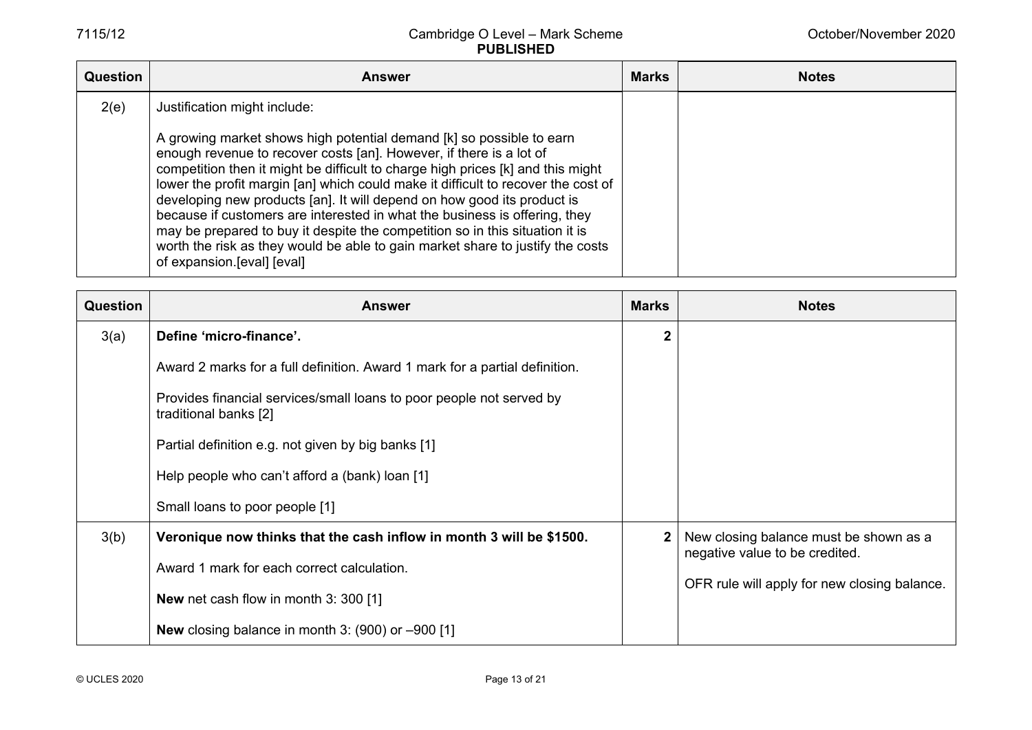| Question | Answer | Marks | Notes |
|---|---|---|---|
| 2(e) | Justification might include:<br><br>A growing market shows high potential demand [k] so possible to earn enough revenue to recover costs [an]. However, if there is a lot of competition then it might be difficult to charge high prices [k] and this might lower the profit margin [an] which could make it difficult to recover the cost of developing new products [an]. It will depend on how good its product is because if customers are interested in what the business is offering, they may be prepared to buy it despite the competition so in this situation it is worth the risk as they would be able to gain market share to justify the costs of expansion.[eval] [eval] | | |

| Question | Answer | Marks | Notes |
|---|---|---|---|
| 3(a) | **Define 'micro-finance'.**<br><br>Award 2 marks for a full definition. Award 1 mark for a partial definition.<br><br>Provides financial services/small loans to poor people not served by traditional banks [2]<br><br>Partial definition e.g. not given by big banks [1]<br><br>Help people who can't afford a (bank) loan [1]<br><br>Small loans to poor people [1] | **2** | |
| 3(b) | **Veronique now thinks that the cash inflow in month 3 will be $1500.**<br><br>Award 1 mark for each correct calculation.<br><br>**New** net cash flow in month 3: 300 [1]<br><br>**New** closing balance in month 3: (900) or –900 [1] | **2** | New closing balance must be shown as a negative value to be credited.<br><br>OFR rule will apply for new closing balance. |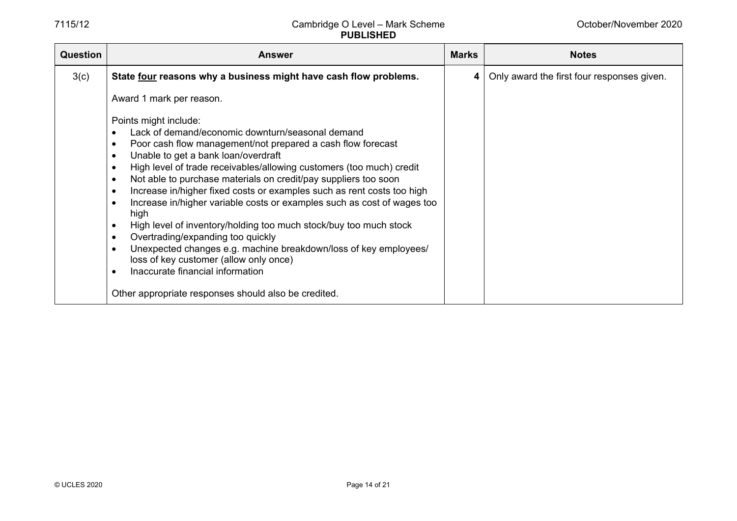| Question | Answer | Marks | Notes |
|---|---|---|---|
| 3(c) | **State <u>four</u> reasons why a business might have cash flow problems.**<br><br>Award 1 mark per reason.<br><br>Points might include:<br>• Lack of demand/economic downturn/seasonal demand<br>• Poor cash flow management/not prepared a cash flow forecast<br>• Unable to get a bank loan/overdraft<br>• High level of trade receivables/allowing customers (too much) credit<br>• Not able to purchase materials on credit/pay suppliers too soon<br>• Increase in/higher fixed costs or examples such as rent costs too high<br>• Increase in/higher variable costs or examples such as cost of wages too high<br>• High level of inventory/holding too much stock/buy too much stock<br>• Overtrading/expanding too quickly<br>• Unexpected changes e.g. machine breakdown/loss of key employees/ loss of key customer (allow only once)<br>• Inaccurate financial information<br><br>Other appropriate responses should also be credited. | **4** | Only award the first four responses given. |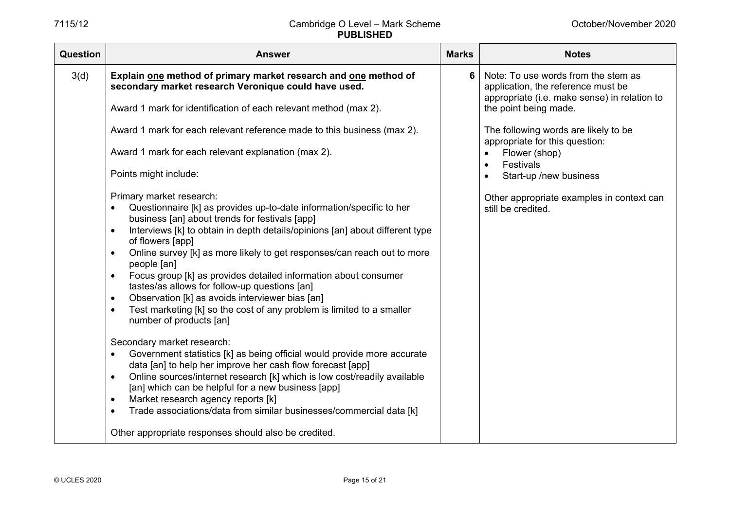| Question | Answer | Marks | Notes |
|---|---|---|---|
| 3(d) | **Explain one method of primary market research and one method of secondary market research Veronique could have used.**<br><br>Award 1 mark for identification of each relevant method (max 2).<br><br>Award 1 mark for each relevant reference made to this business (max 2).<br><br>Award 1 mark for each relevant explanation (max 2).<br><br>Points might include:<br><br>Primary market research:<br>• Questionnaire [k] as provides up-to-date information/specific to her business [an] about trends for festivals [app]<br>• Interviews [k] to obtain in depth details/opinions [an] about different type of flowers [app]<br>• Online survey [k] as more likely to get responses/can reach out to more people [an]<br>• Focus group [k] as provides detailed information about consumer tastes/as allows for follow-up questions [an]<br>• Observation [k] as avoids interviewer bias [an]<br>• Test marketing [k] so the cost of any problem is limited to a smaller number of products [an]<br><br>Secondary market research:<br>• Government statistics [k] as being official would provide more accurate data [an] to help her improve her cash flow forecast [app]<br>• Online sources/internet research [k] which is low cost/readily available [an] which can be helpful for a new business [app]<br>• Market research agency reports [k]<br>• Trade associations/data from similar businesses/commercial data [k]<br><br>Other appropriate responses should also be credited. | 6 | Note: To use words from the stem as application, the reference must be appropriate (i.e. make sense) in relation to the point being made.<br><br>The following words are likely to be appropriate for this question:<br>• Flower (shop)<br>• Festivals<br>• Start-up /new business<br><br>Other appropriate examples in context can still be credited. |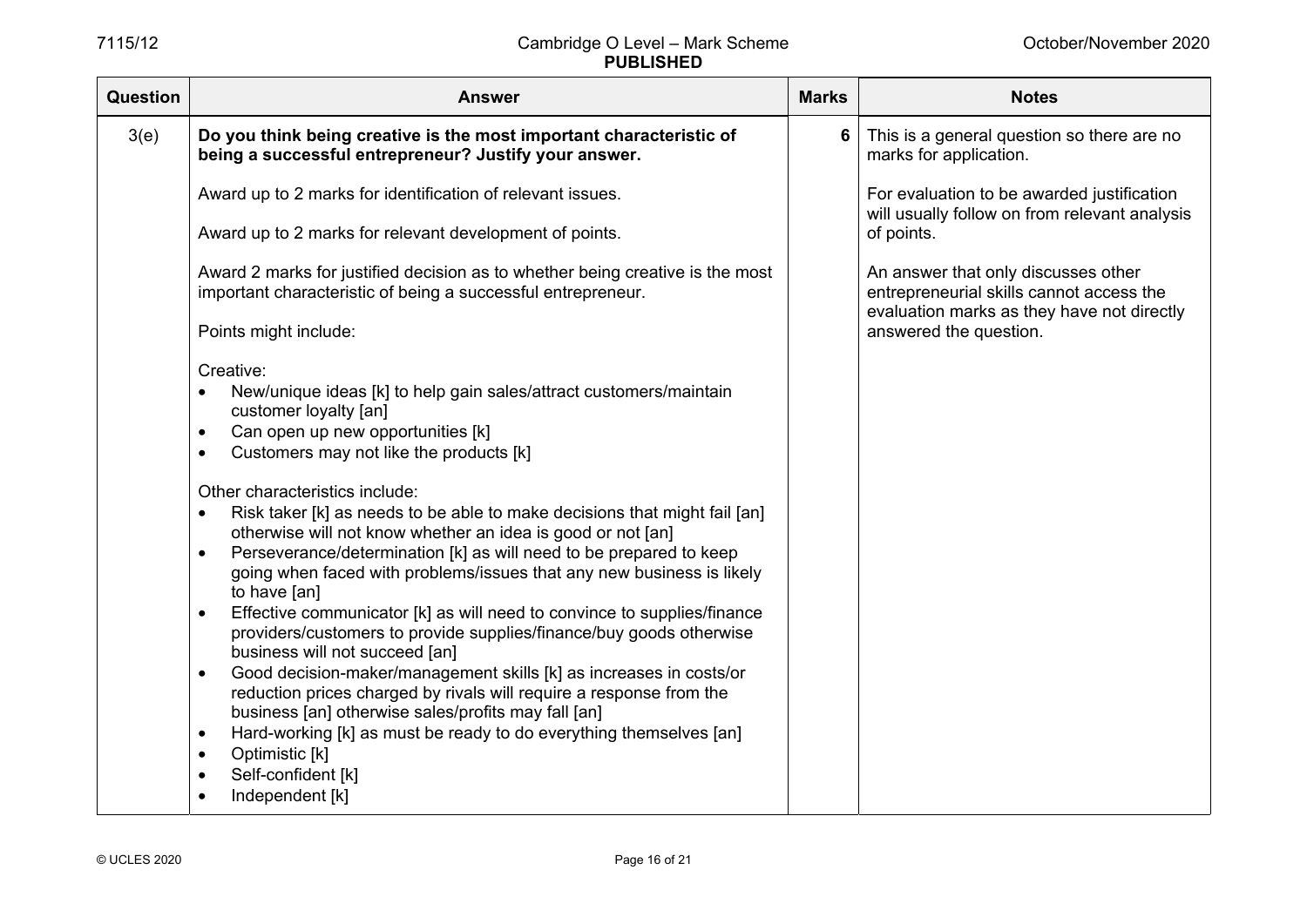| Question | Answer | Marks | Notes |
|---|---|---|---|
| 3(e) | **Do you think being creative is the most important characteristic of being a successful entrepreneur? Justify your answer.**<br><br>Award up to 2 marks for identification of relevant issues.<br><br>Award up to 2 marks for relevant development of points.<br><br>Award 2 marks for justified decision as to whether being creative is the most important characteristic of being a successful entrepreneur.<br><br>Points might include:<br><br>Creative:<br>• New/unique ideas [k] to help gain sales/attract customers/maintain customer loyalty [an]<br>• Can open up new opportunities [k]<br>• Customers may not like the products [k]<br><br>Other characteristics include:<br>• Risk taker [k] as needs to be able to make decisions that might fail [an] otherwise will not know whether an idea is good or not [an]<br>• Perseverance/determination [k] as will need to be prepared to keep going when faced with problems/issues that any new business is likely to have [an]<br>• Effective communicator [k] as will need to convince to supplies/finance providers/customers to provide supplies/finance/buy goods otherwise business will not succeed [an]<br>• Good decision-maker/management skills [k] as increases in costs/or reduction prices charged by rivals will require a response from the business [an] otherwise sales/profits may fall [an]<br>• Hard-working [k] as must be ready to do everything themselves [an]<br>• Optimistic [k]<br>• Self-confident [k]<br>• Independent [k] | 6 | This is a general question so there are no marks for application.<br><br>For evaluation to be awarded justification will usually follow on from relevant analysis of points.<br><br>An answer that only discusses other entrepreneurial skills cannot access the evaluation marks as they have not directly answered the question. |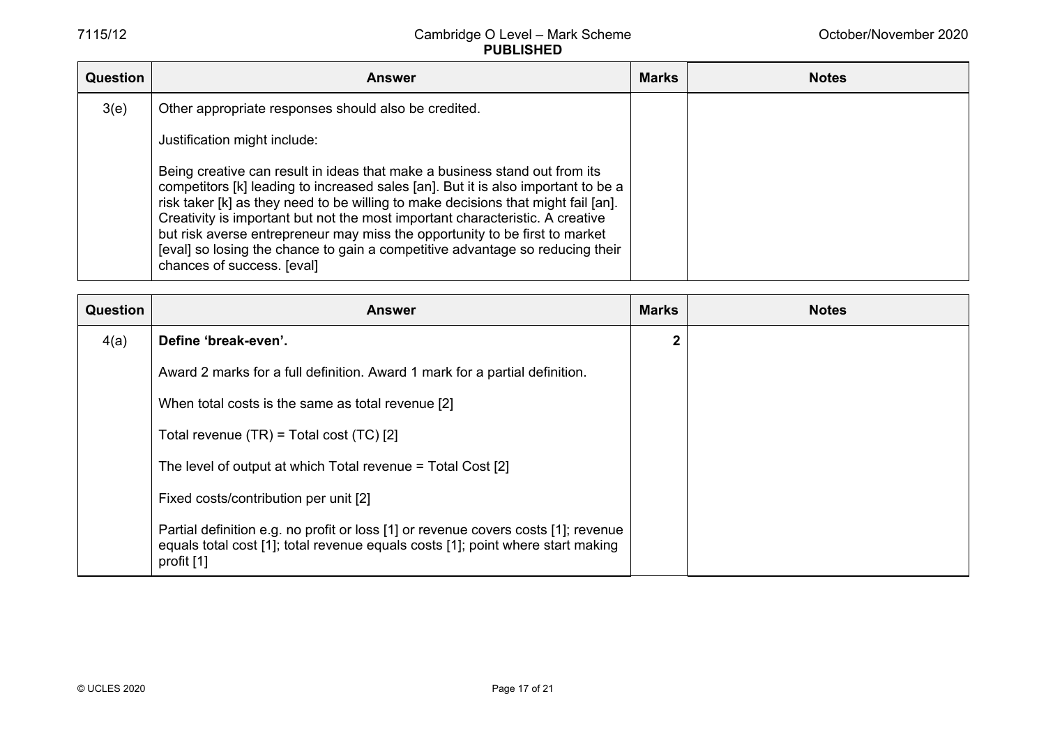| Question | Answer | Marks | Notes |
|---|---|---|---|
| 3(e) | Other appropriate responses should also be credited.<br><br>Justification might include:<br><br>Being creative can result in ideas that make a business stand out from its competitors [k] leading to increased sales [an]. But it is also important to be a risk taker [k] as they need to be willing to make decisions that might fail [an]. Creativity is important but not the most important characteristic. A creative but risk averse entrepreneur may miss the opportunity to be first to market [eval] so losing the chance to gain a competitive advantage so reducing their chances of success. [eval] | | |

| Question | Answer | Marks | Notes |
|---|---|---|---|
| 4(a) | **Define 'break-even'.**<br><br>Award 2 marks for a full definition. Award 1 mark for a partial definition.<br><br>When total costs is the same as total revenue [2]<br><br>Total revenue (TR) = Total cost (TC) [2]<br><br>The level of output at which Total revenue = Total Cost [2]<br><br>Fixed costs/contribution per unit [2]<br><br>Partial definition e.g. no profit or loss [1] or revenue covers costs [1]; revenue equals total cost [1]; total revenue equals costs [1]; point where start making profit [1] | **2** | |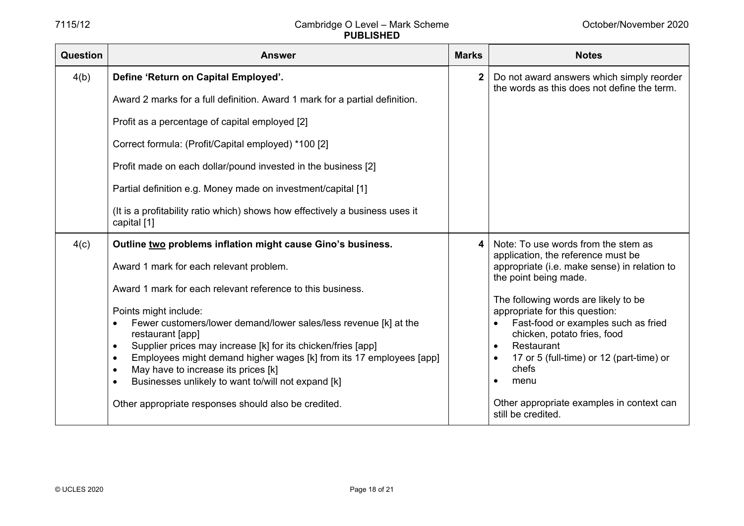| Question | Answer | Marks | Notes |
|---|---|---|---|
| 4(b) | **Define 'Return on Capital Employed'.**<br><br>Award 2 marks for a full definition. Award 1 mark for a partial definition.<br><br>Profit as a percentage of capital employed [2]<br><br>Correct formula: (Profit/Capital employed) *100 [2]<br><br>Profit made on each dollar/pound invested in the business [2]<br><br>Partial definition e.g. Money made on investment/capital [1]<br><br>(It is a profitability ratio which) shows how effectively a business uses it capital [1] | 2 | Do not award answers which simply reorder the words as this does not define the term. |
| 4(c) | **Outline two problems inflation might cause Gino's business.**<br><br>Award 1 mark for each relevant problem.<br><br>Award 1 mark for each relevant reference to this business.<br><br>Points might include:<br>• Fewer customers/lower demand/lower sales/less revenue [k] at the restaurant [app]<br>• Supplier prices may increase [k] for its chicken/fries [app]<br>• Employees might demand higher wages [k] from its 17 employees [app]<br>• May have to increase its prices [k]<br>• Businesses unlikely to want to/will not expand [k]<br><br>Other appropriate responses should also be credited. | 4 | Note: To use words from the stem as application, the reference must be appropriate (i.e. make sense) in relation to the point being made.<br><br>The following words are likely to be appropriate for this question:<br>• Fast-food or examples such as fried chicken, potato fries, food<br>• Restaurant<br>• 17 or 5 (full-time) or 12 (part-time) or chefs<br>• menu<br><br>Other appropriate examples in context can still be credited. |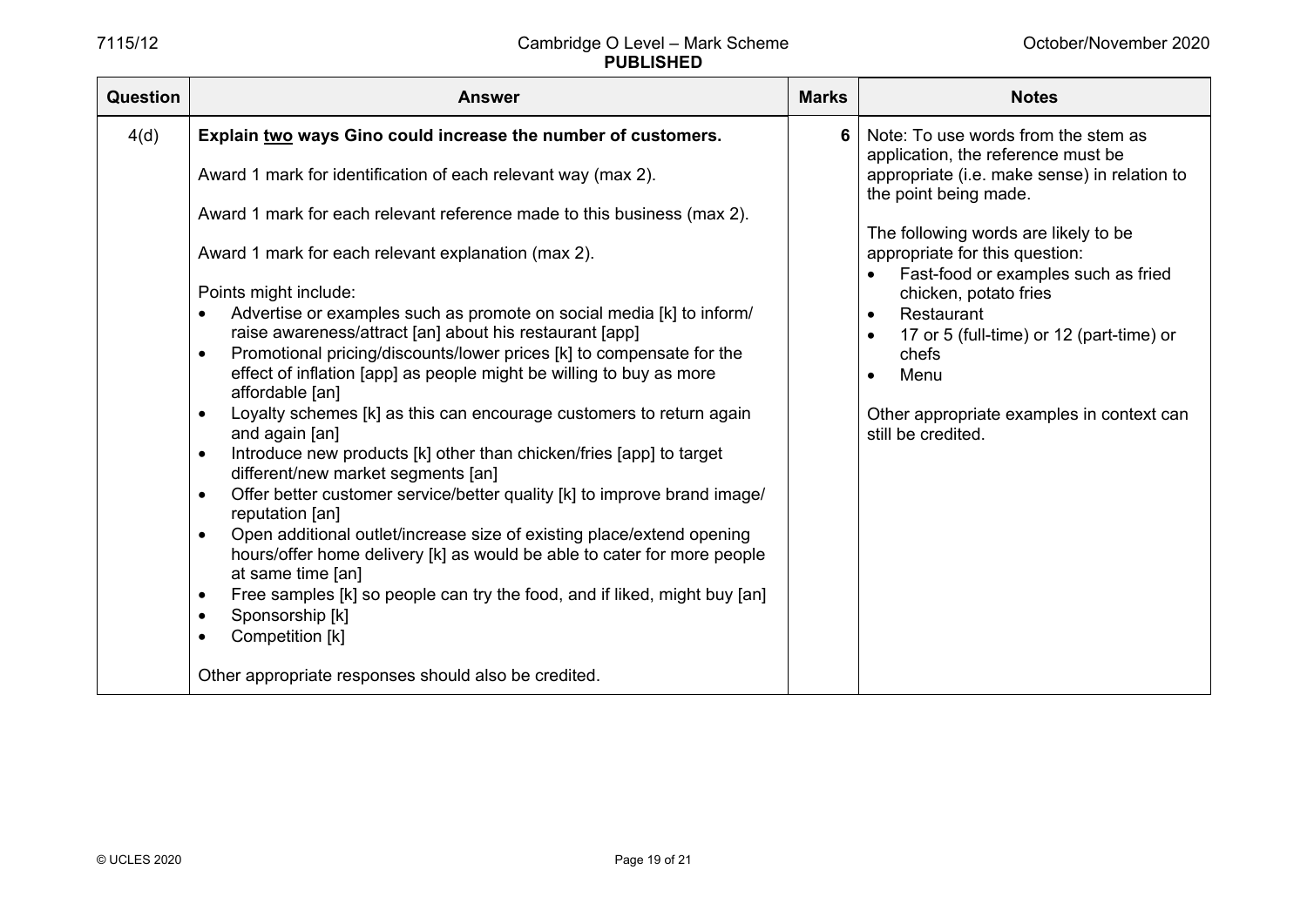| Question | Answer | Marks | Notes |
| --- | --- | --- | --- |
| 4(d) | **Explain <u>two</u> ways Gino could increase the number of customers.**<br><br>Award 1 mark for identification of each relevant way (max 2).<br><br>Award 1 mark for each relevant reference made to this business (max 2).<br><br>Award 1 mark for each relevant explanation (max 2).<br><br>Points might include:<br>• Advertise or examples such as promote on social media [k] to inform/ raise awareness/attract [an] about his restaurant [app]<br>• Promotional pricing/discounts/lower prices [k] to compensate for the effect of inflation [app] as people might be willing to buy as more affordable [an]<br>• Loyalty schemes [k] as this can encourage customers to return again and again [an]<br>• Introduce new products [k] other than chicken/fries [app] to target different/new market segments [an]<br>• Offer better customer service/better quality [k] to improve brand image/ reputation [an]<br>• Open additional outlet/increase size of existing place/extend opening hours/offer home delivery [k] as would be able to cater for more people at same time [an]<br>• Free samples [k] so people can try the food, and if liked, might buy [an]<br>• Sponsorship [k]<br>• Competition [k]<br><br>Other appropriate responses should also be credited. | 6 | Note: To use words from the stem as application, the reference must be appropriate (i.e. make sense) in relation to the point being made.<br><br>The following words are likely to be appropriate for this question:<br>• Fast-food or examples such as fried chicken, potato fries<br>• Restaurant<br>• 17 or 5 (full-time) or 12 (part-time) or chefs<br>• Menu<br><br>Other appropriate examples in context can still be credited. |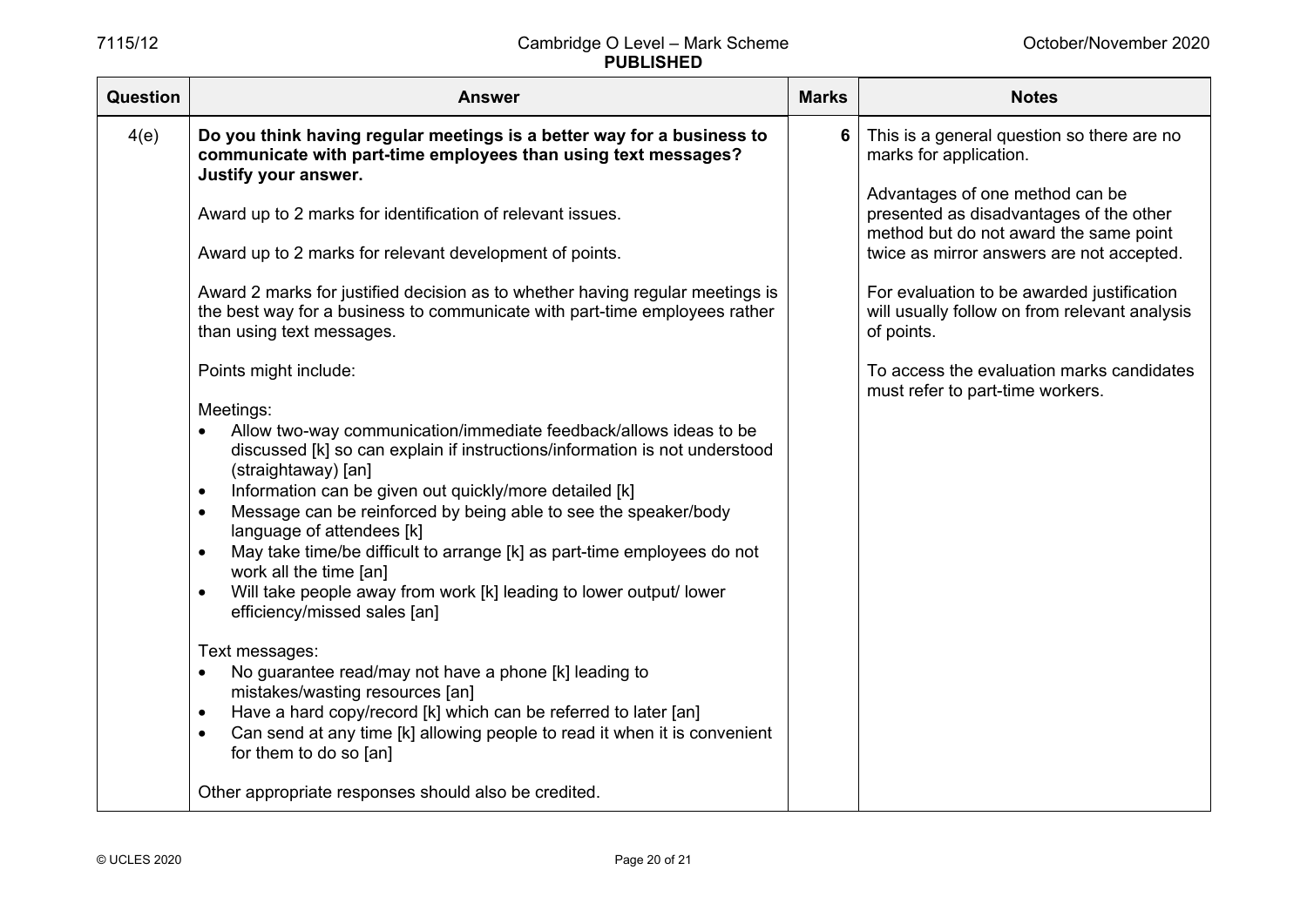| Question | Answer | Marks | Notes |
|---|---|---|---|
| 4(e) | **Do you think having regular meetings is a better way for a business to communicate with part-time employees than using text messages? Justify your answer.**<br><br>Award up to 2 marks for identification of relevant issues.<br><br>Award up to 2 marks for relevant development of points.<br><br>Award 2 marks for justified decision as to whether having regular meetings is the best way for a business to communicate with part-time employees rather than using text messages.<br><br>Points might include:<br><br>Meetings:<br>• Allow two-way communication/immediate feedback/allows ideas to be discussed [k] so can explain if instructions/information is not understood (straightaway) [an]<br>• Information can be given out quickly/more detailed [k]<br>• Message can be reinforced by being able to see the speaker/body language of attendees [k]<br>• May take time/be difficult to arrange [k] as part-time employees do not work all the time [an]<br>• Will take people away from work [k] leading to lower output/ lower efficiency/missed sales [an]<br><br>Text messages:<br>• No guarantee read/may not have a phone [k] leading to mistakes/wasting resources [an]<br>• Have a hard copy/record [k] which can be referred to later [an]<br>• Can send at any time [k] allowing people to read it when it is convenient for them to do so [an]<br><br>Other appropriate responses should also be credited. | 6 | This is a general question so there are no marks for application.<br><br>Advantages of one method can be presented as disadvantages of the other method but do not award the same point twice as mirror answers are not accepted.<br><br>For evaluation to be awarded justification will usually follow on from relevant analysis of points.<br><br>To access the evaluation marks candidates must refer to part-time workers. |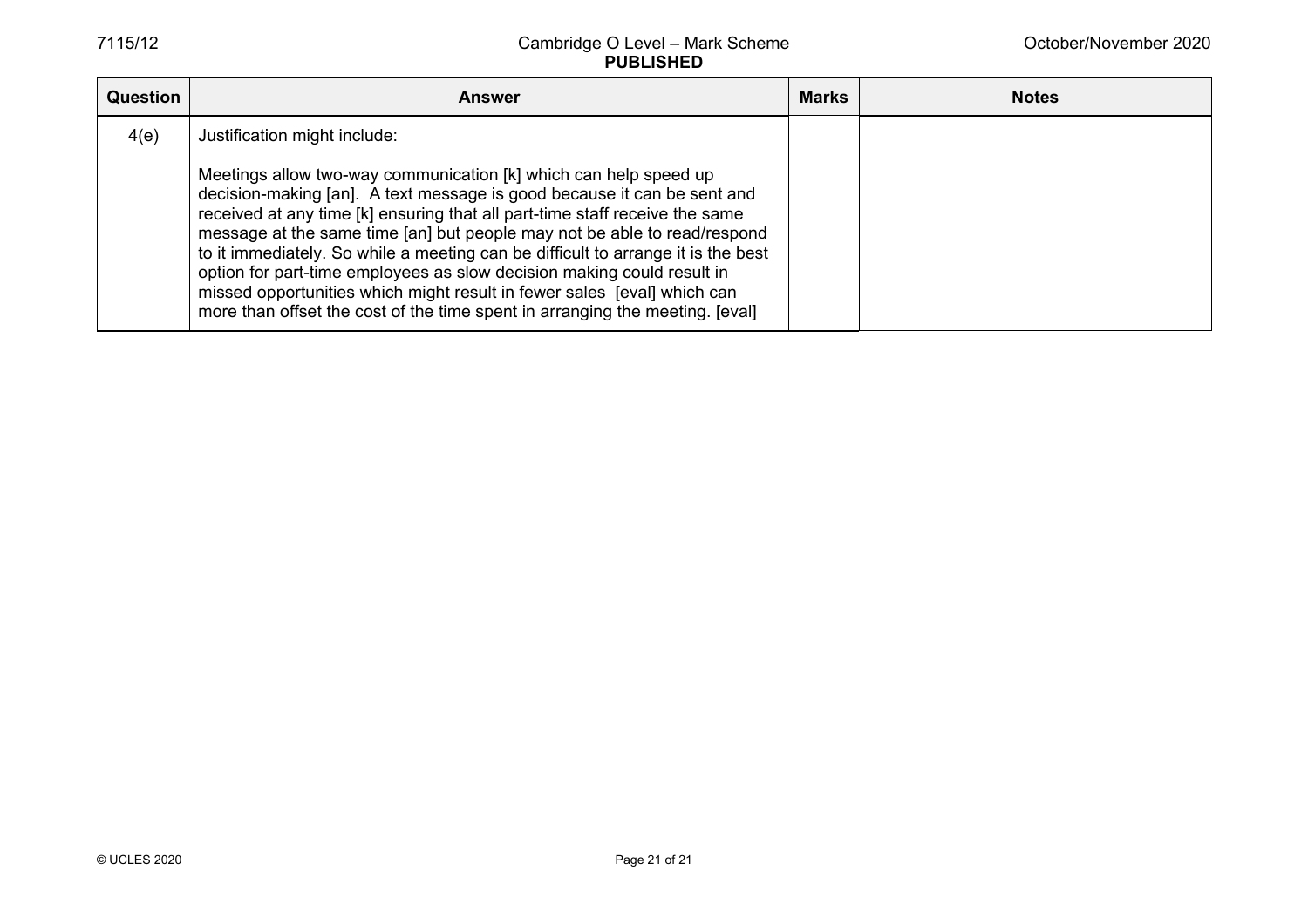| Question | Answer | Marks | Notes |
|---|---|---|---|
| 4(e) | Justification might include:<br><br>Meetings allow two-way communication [k] which can help speed up decision-making [an]. A text message is good because it can be sent and received at any time [k] ensuring that all part-time staff receive the same message at the same time [an] but people may not be able to read/respond to it immediately. So while a meeting can be difficult to arrange it is the best option for part-time employees as slow decision making could result in missed opportunities which might result in fewer sales [eval] which can more than offset the cost of the time spent in arranging the meeting. [eval] | | |